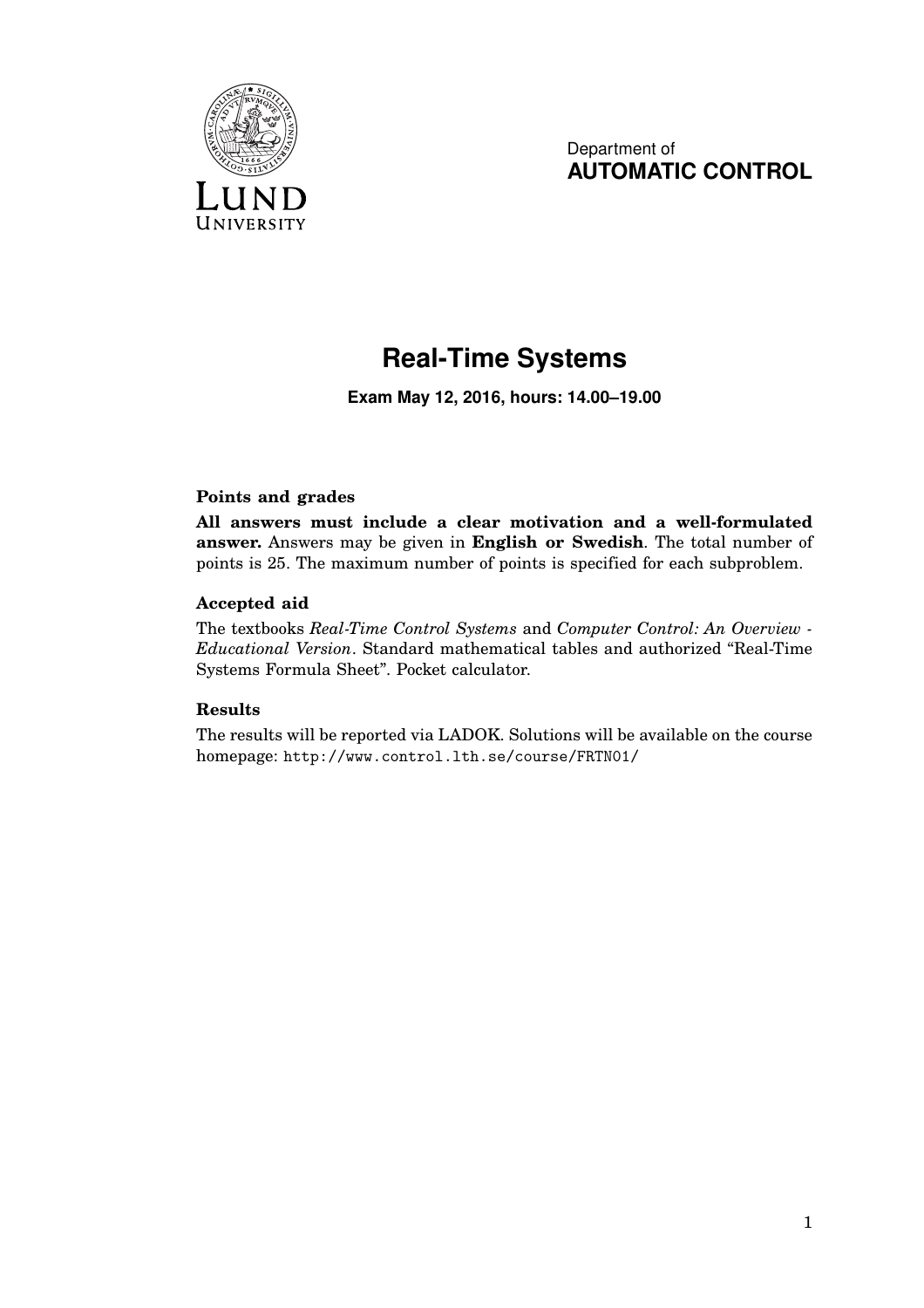Department of
**AUTOMATIC CONTROL**

# Real-Time Systems

**Exam May 12, 2016, hours: 14.00–19.00**

### Points and grades

**All answers must include a clear motivation and a well-formulated answer.** Answers may be given in **English or Swedish**. The total number of points is 25. The maximum number of points is specified for each subproblem.

### Accepted aid

The textbooks *Real-Time Control Systems* and *Computer Control: An Overview - Educational Version*. Standard mathematical tables and authorized "Real-Time Systems Formula Sheet". Pocket calculator.

### Results

The results will be reported via LADOK. Solutions will be available on the course homepage: `http://www.control.lth.se/course/FRTN01/`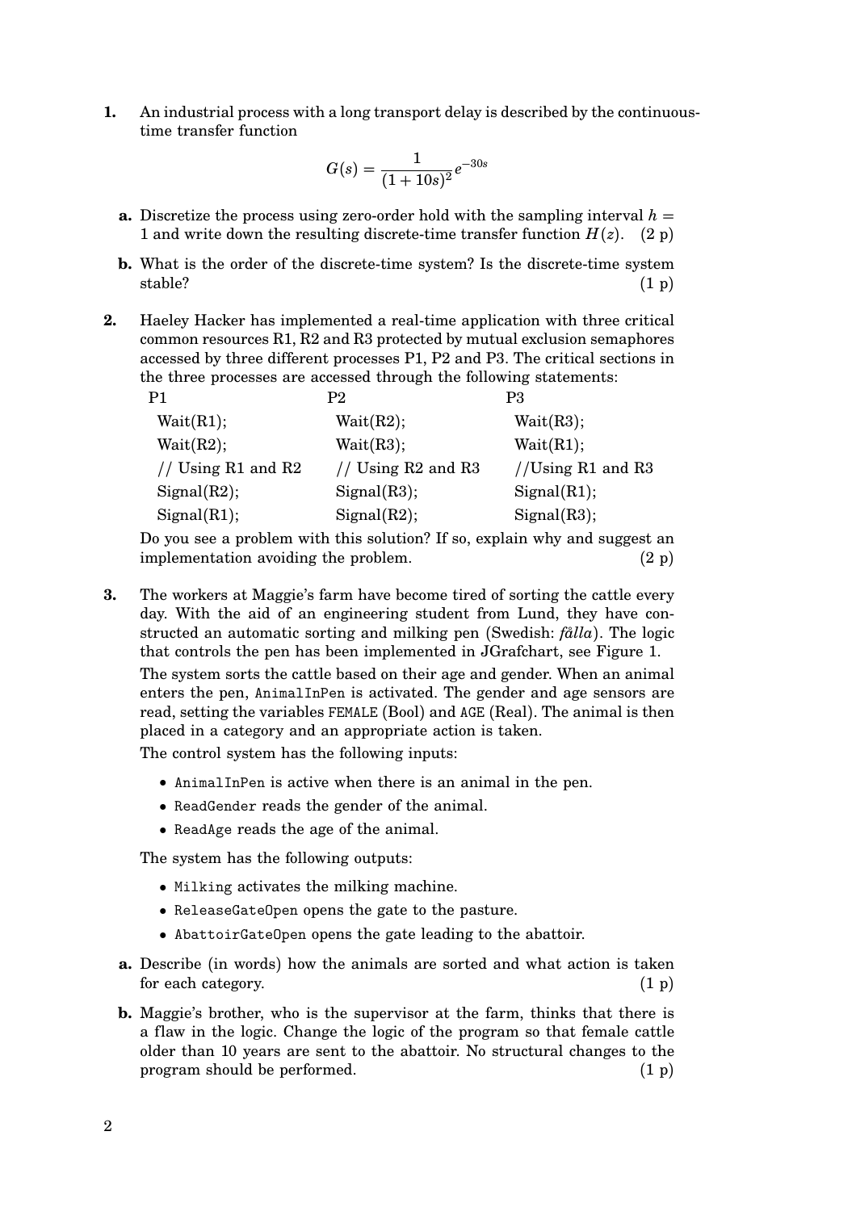**1.** An industrial process with a long transport delay is described by the continuous-time transfer function

$$G(s) = \frac{1}{(1+10s)^2} e^{-30s}$$

**a.** Discretize the process using zero-order hold with the sampling interval $h = 1$ and write down the resulting discrete-time transfer function $H(z)$. (2 p)

**b.** What is the order of the discrete-time system? Is the discrete-time system stable? (1 p)

**2.** Haeley Hacker has implemented a real-time application with three critical common resources R1, R2 and R3 protected by mutual exclusion semaphores accessed by three different processes P1, P2 and P3. The critical sections in the three processes are accessed through the following statements:

| P1 | P2 | P3 |
|---|---|---|
| Wait(R1); | Wait(R2); | Wait(R3); |
| Wait(R2); | Wait(R3); | Wait(R1); |
| // Using R1 and R2 | // Using R2 and R3 | //Using R1 and R3 |
| Signal(R2); | Signal(R3); | Signal(R1); |
| Signal(R1); | Signal(R2); | Signal(R3); |

Do you see a problem with this solution? If so, explain why and suggest an implementation avoiding the problem. (2 p)

**3.** The workers at Maggie's farm have become tired of sorting the cattle every day. With the aid of an engineering student from Lund, they have constructed an automatic sorting and milking pen (Swedish: *fålla*). The logic that controls the pen has been implemented in JGrafchart, see Figure 1.

The system sorts the cattle based on their age and gender. When an animal enters the pen, `AnimalInPen` is activated. The gender and age sensors are read, setting the variables `FEMALE` (Bool) and `AGE` (Real). The animal is then placed in a category and an appropriate action is taken.

The control system has the following inputs:

- `AnimalInPen` is active when there is an animal in the pen.
- `ReadGender` reads the gender of the animal.
- `ReadAge` reads the age of the animal.

The system has the following outputs:

- `Milking` activates the milking machine.
- `ReleaseGateOpen` opens the gate to the pasture.
- `AbattoirGateOpen` opens the gate leading to the abattoir.

**a.** Describe (in words) how the animals are sorted and what action is taken for each category. (1 p)

**b.** Maggie's brother, who is the supervisor at the farm, thinks that there is a flaw in the logic. Change the logic of the program so that female cattle older than 10 years are sent to the abattoir. No structural changes to the program should be performed. (1 p)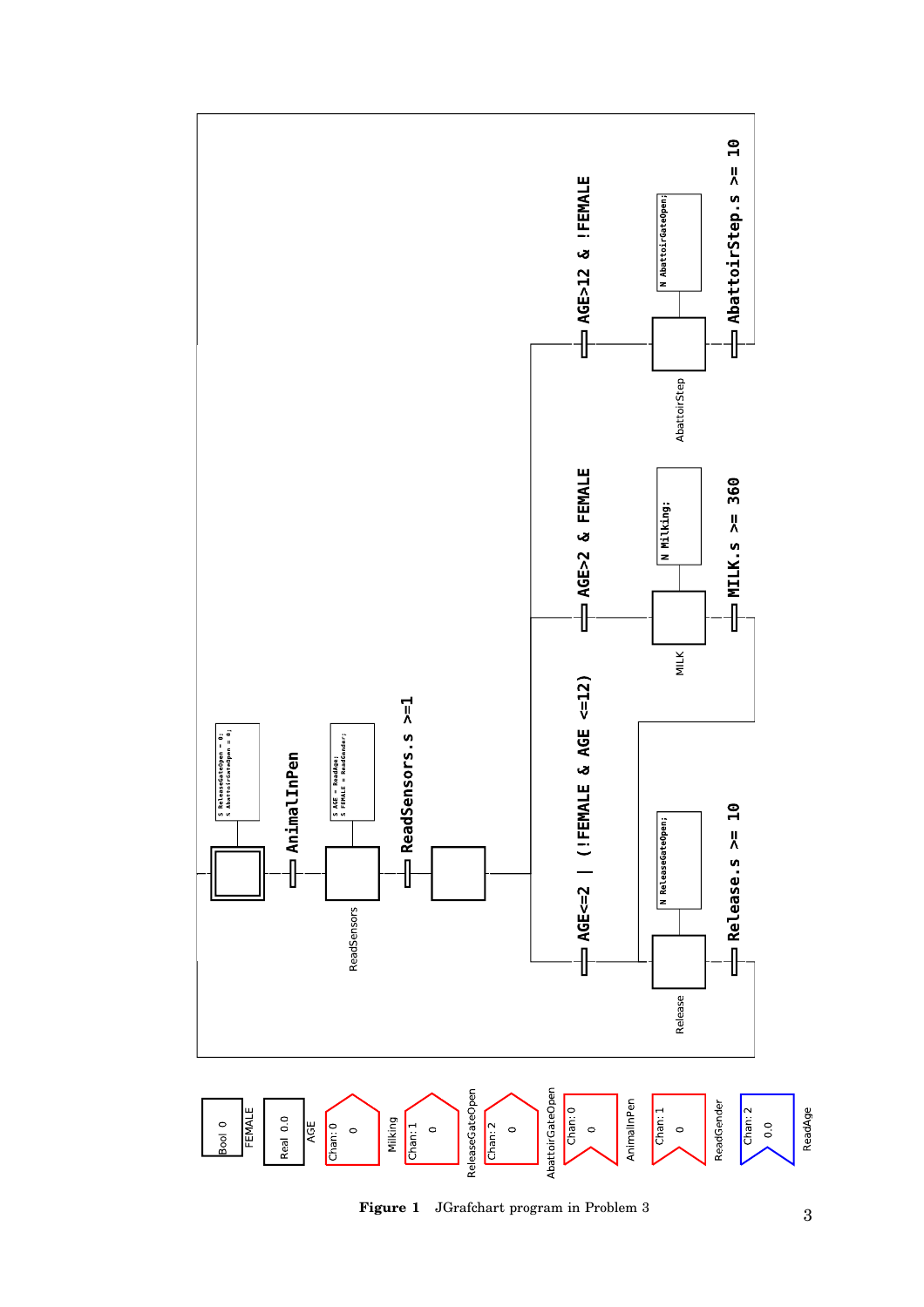**Figure 1** JGrafchart program in Problem 3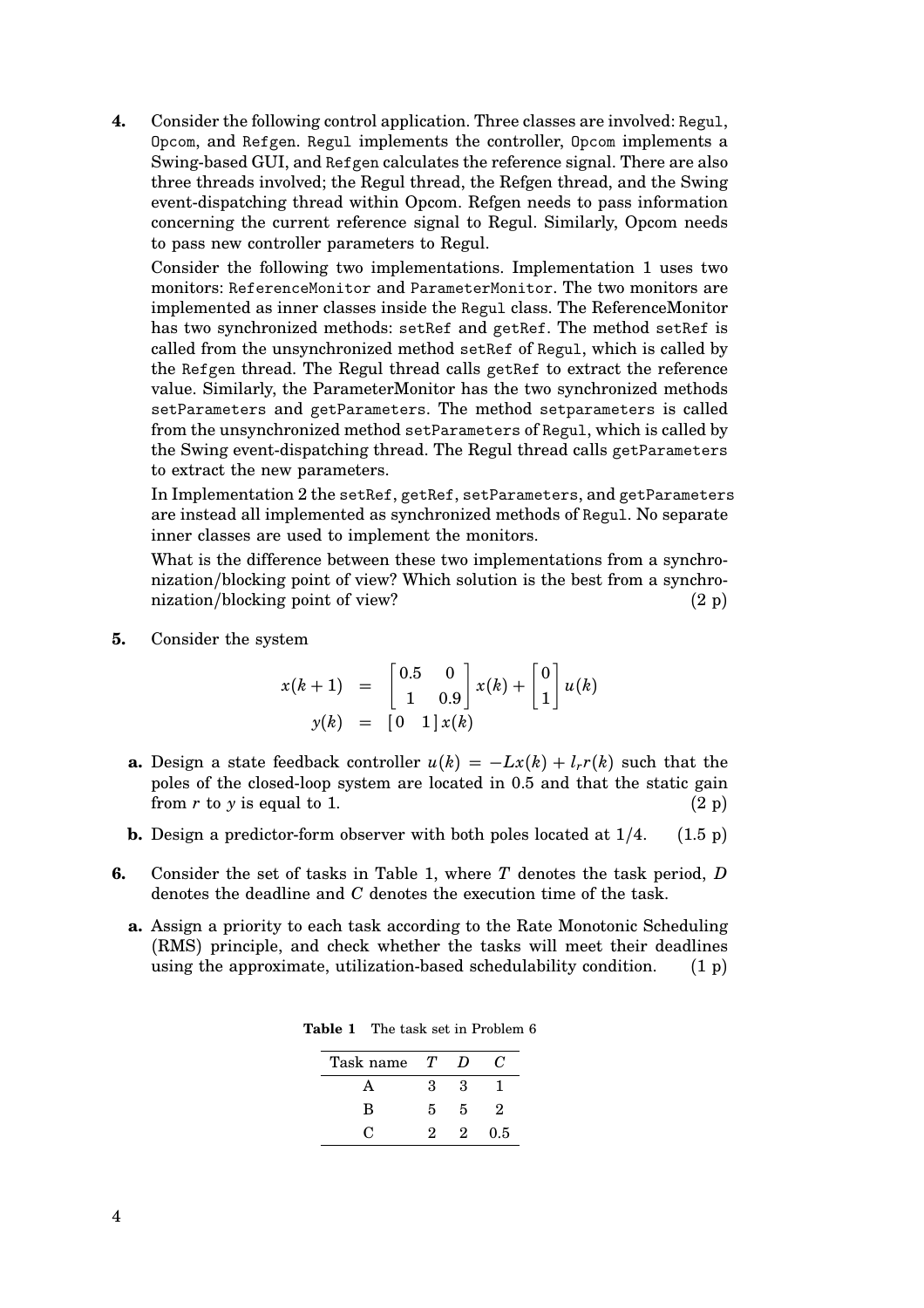**4.** Consider the following control application. Three classes are involved: `Regul`, `Opcom`, and `Refgen`. `Regul` implements the controller, `Opcom` implements a Swing-based GUI, and `Refgen` calculates the reference signal. There are also three threads involved; the Regul thread, the Refgen thread, and the Swing event-dispatching thread within Opcom. Refgen needs to pass information concerning the current reference signal to Regul. Similarly, Opcom needs to pass new controller parameters to Regul.

Consider the following two implementations. Implementation 1 uses two monitors: `ReferenceMonitor` and `ParameterMonitor`. The two monitors are implemented as inner classes inside the `Regul` class. The ReferenceMonitor has two synchronized methods: `setRef` and `getRef`. The method `setRef` is called from the unsynchronized method `setRef` of `Regul`, which is called by the `Refgen` thread. The Regul thread calls `getRef` to extract the reference value. Similarly, the ParameterMonitor has the two synchronized methods `setParameters` and `getParameters`. The method `setparameters` is called from the unsynchronized method `setParameters` of `Regul`, which is called by the Swing event-dispatching thread. The Regul thread calls `getParameters` to extract the new parameters.

In Implementation 2 the `setRef`, `getRef`, `setParameters`, and `getParameters` are instead all implemented as synchronized methods of `Regul`. No separate inner classes are used to implement the monitors.

What is the difference between these two implementations from a synchronization/blocking point of view? Which solution is the best from a synchronization/blocking point of view? (2 p)

**5.** Consider the system

$$
\begin{aligned}
x(k+1) &= \begin{bmatrix} 0.5 & 0 \\ 1 & 0.9 \end{bmatrix} x(k) + \begin{bmatrix} 0 \\ 1 \end{bmatrix} u(k) \\
y(k) &= \begin{bmatrix} 0 & 1 \end{bmatrix} x(k)
\end{aligned}
$$

**a.** Design a state feedback controller $u(k) = -Lx(k) + l_r r(k)$ such that the poles of the closed-loop system are located in 0.5 and that the static gain from $r$ to $y$ is equal to 1. (2 p)

**b.** Design a predictor-form observer with both poles located at 1/4. (1.5 p)

**6.** Consider the set of tasks in Table 1, where $T$ denotes the task period, $D$ denotes the deadline and $C$ denotes the execution time of the task.

**a.** Assign a priority to each task according to the Rate Monotonic Scheduling (RMS) principle, and check whether the tasks will meet their deadlines using the approximate, utilization-based schedulability condition. (1 p)

**Table 1** The task set in Problem 6

| Task name | $T$ | $D$ | $C$ |
|---|---|---|---|
| A | 3 | 3 | 1 |
| B | 5 | 5 | 2 |
| C | 2 | 2 | 0.5 |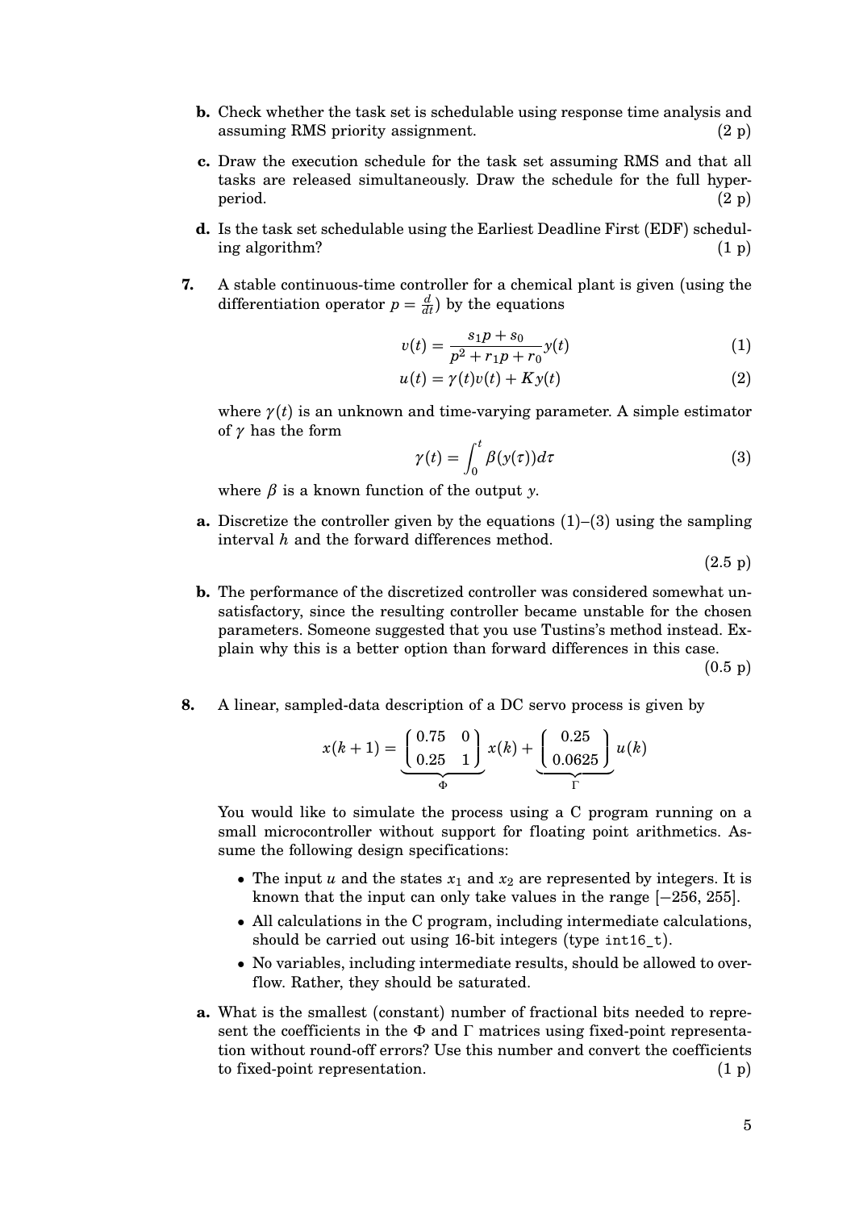**b.** Check whether the task set is schedulable using response time analysis and assuming RMS priority assignment. (2 p)

**c.** Draw the execution schedule for the task set assuming RMS and that all tasks are released simultaneously. Draw the schedule for the full hyperperiod. (2 p)

**d.** Is the task set schedulable using the Earliest Deadline First (EDF) scheduling algorithm? (1 p)

**7.** A stable continuous-time controller for a chemical plant is given (using the differentiation operator $p = \frac{d}{dt}$) by the equations

$$v(t) = \frac{s_1 p + s_0}{p^2 + r_1 p + r_0} y(t) \tag{1}$$

$$u(t) = \gamma(t) v(t) + K y(t) \tag{2}$$

where $\gamma(t)$ is an unknown and time-varying parameter. A simple estimator of $\gamma$ has the form

$$\gamma(t) = \int_0^t \beta(y(\tau)) d\tau \tag{3}$$

where $\beta$ is a known function of the output $y$.

**a.** Discretize the controller given by the equations (1)–(3) using the sampling interval $h$ and the forward differences method. (2.5 p)

**b.** The performance of the discretized controller was considered somewhat unsatisfactory, since the resulting controller became unstable for the chosen parameters. Someone suggested that you use Tustins's method instead. Explain why this is a better option than forward differences in this case. (0.5 p)

**8.** A linear, sampled-data description of a DC servo process is given by

$$x(k+1) = \underbrace{\begin{pmatrix} 0.75 & 0 \\ 0.25 & 1 \end{pmatrix}}_{\Phi} x(k) + \underbrace{\begin{pmatrix} 0.25 \\ 0.0625 \end{pmatrix}}_{\Gamma} u(k)$$

You would like to simulate the process using a C program running on a small microcontroller without support for floating point arithmetics. Assume the following design specifications:

- The input $u$ and the states $x_1$ and $x_2$ are represented by integers. It is known that the input can only take values in the range $[-256, 255]$.
- All calculations in the C program, including intermediate calculations, should be carried out using 16-bit integers (type `int16_t`).
- No variables, including intermediate results, should be allowed to overflow. Rather, they should be saturated.

**a.** What is the smallest (constant) number of fractional bits needed to represent the coefficients in the $\Phi$ and $\Gamma$ matrices using fixed-point representation without round-off errors? Use this number and convert the coefficients to fixed-point representation. (1 p)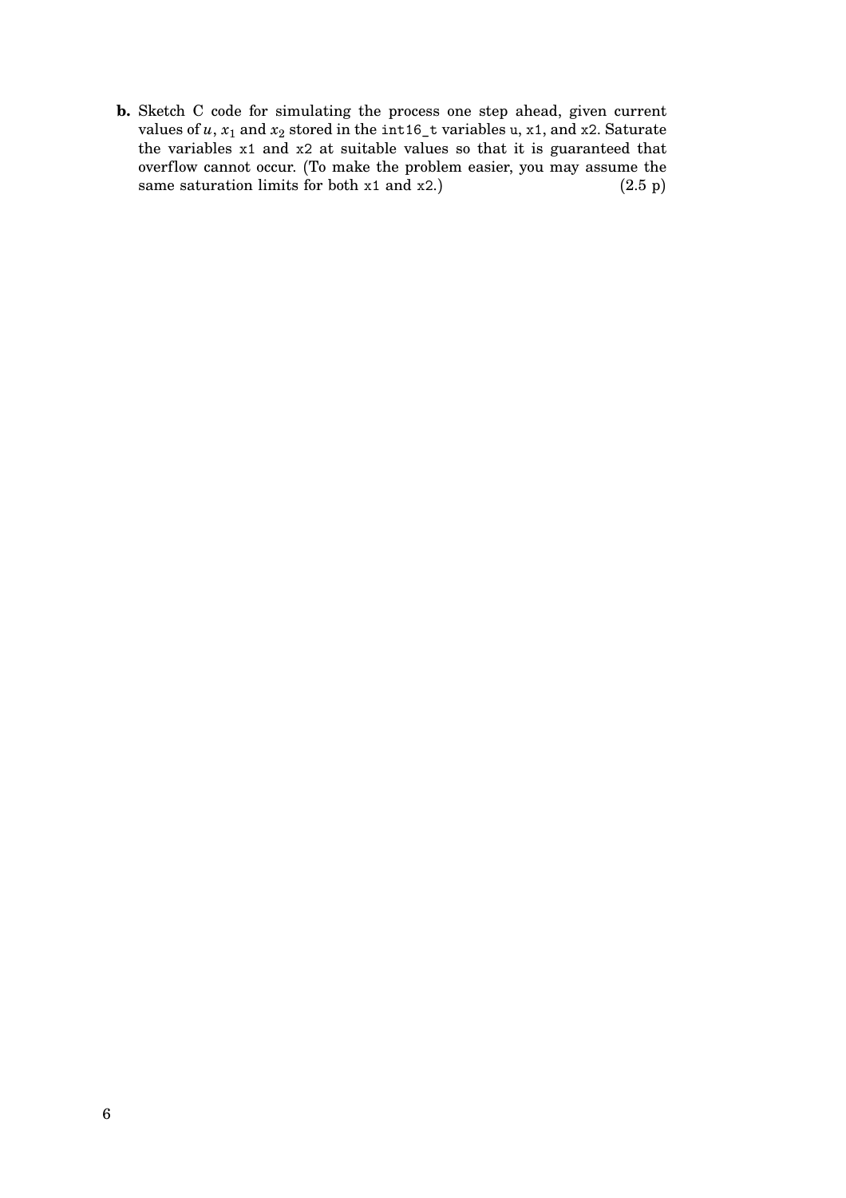**b.** Sketch C code for simulating the process one step ahead, given current values of $u$, $x_1$ and $x_2$ stored in the `int16_t` variables `u`, `x1`, and `x2`. Saturate the variables `x1` and `x2` at suitable values so that it is guaranteed that overflow cannot occur. (To make the problem easier, you may assume the same saturation limits for both `x1` and `x2`.) (2.5 p)